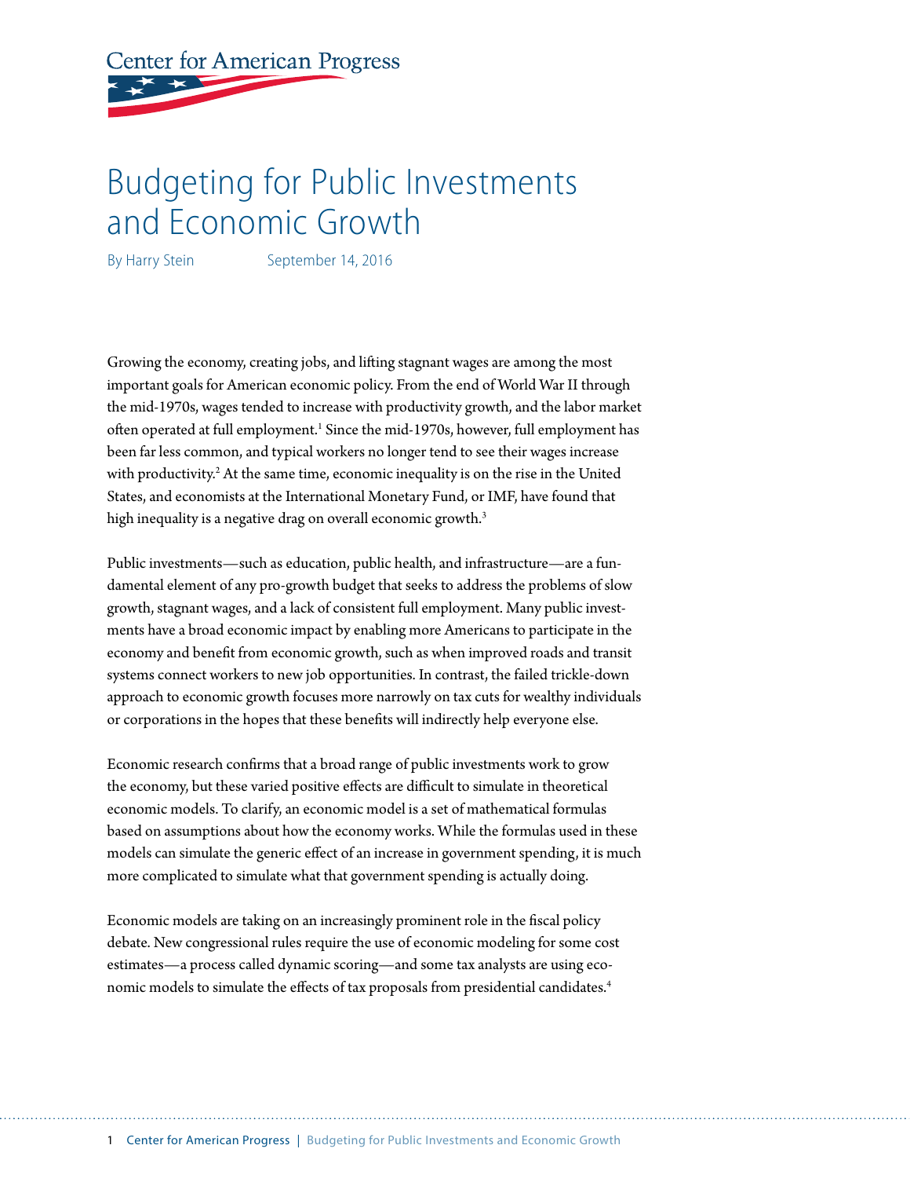Center for American Progress

# Budgeting for Public Investments and Economic Growth

By Harry Stein September 14, 2016

Growing the economy, creating jobs, and lifting stagnant wages are among the most important goals for American economic policy. From the end of World War II through the mid-1970s, wages tended to increase with productivity growth, and the labor market often operated at full employment.[1] Since the mid-1970s, however, full employment has been far less common, and typical workers no longer tend to see their wages increase with productivity.[2] At the same time, economic inequality is on the rise in the United States, and economists at the International Monetary Fund, or IMF, have found that high inequality is a negative drag on overall economic growth.[3]

Public investments—such as education, public health, and infrastructure—are a fundamental element of any pro-growth budget that seeks to address the problems of slow growth, stagnant wages, and a lack of consistent full employment. Many public investments have a broad economic impact by enabling more Americans to participate in the economy and benefit from economic growth, such as when improved roads and transit systems connect workers to new job opportunities. In contrast, the failed trickle-down approach to economic growth focuses more narrowly on tax cuts for wealthy individuals or corporations in the hopes that these benefits will indirectly help everyone else.

Economic research confirms that a broad range of public investments work to grow the economy, but these varied positive effects are difficult to simulate in theoretical economic models. To clarify, an economic model is a set of mathematical formulas based on assumptions about how the economy works. While the formulas used in these models can simulate the generic effect of an increase in government spending, it is much more complicated to simulate what that government spending is actually doing.

Economic models are taking on an increasingly prominent role in the fiscal policy debate. New congressional rules require the use of economic modeling for some cost estimates—a process called dynamic scoring—and some tax analysts are using economic models to simulate the effects of tax proposals from presidential candidates.[4]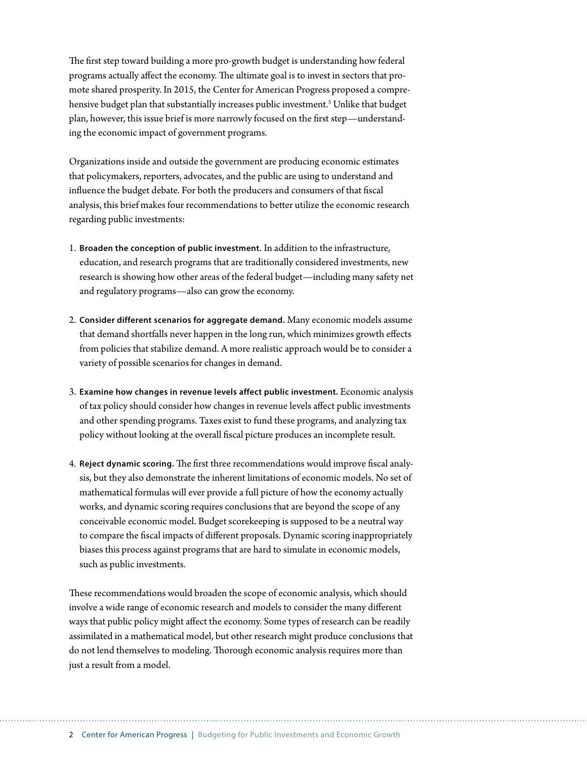The first step toward building a more pro-growth budget is understanding how federal programs actually affect the economy. The ultimate goal is to invest in sectors that promote shared prosperity. In 2015, the Center for American Progress proposed a comprehensive budget plan that substantially increases public investment.[5] Unlike that budget plan, however, this issue brief is more narrowly focused on the first step—understanding the economic impact of government programs.

Organizations inside and outside the government are producing economic estimates that policymakers, reporters, advocates, and the public are using to understand and influence the budget debate. For both the producers and consumers of that fiscal analysis, this brief makes four recommendations to better utilize the economic research regarding public investments:

1. **Broaden the conception of public investment.** In addition to the infrastructure, education, and research programs that are traditionally considered investments, new research is showing how other areas of the federal budget—including many safety net and regulatory programs—also can grow the economy.
2. **Consider different scenarios for aggregate demand.** Many economic models assume that demand shortfalls never happen in the long run, which minimizes growth effects from policies that stabilize demand. A more realistic approach would be to consider a variety of possible scenarios for changes in demand.
3. **Examine how changes in revenue levels affect public investment.** Economic analysis of tax policy should consider how changes in revenue levels affect public investments and other spending programs. Taxes exist to fund these programs, and analyzing tax policy without looking at the overall fiscal picture produces an incomplete result.
4. **Reject dynamic scoring.** The first three recommendations would improve fiscal analysis, but they also demonstrate the inherent limitations of economic models. No set of mathematical formulas will ever provide a full picture of how the economy actually works, and dynamic scoring requires conclusions that are beyond the scope of any conceivable economic model. Budget scorekeeping is supposed to be a neutral way to compare the fiscal impacts of different proposals. Dynamic scoring inappropriately biases this process against programs that are hard to simulate in economic models, such as public investments.

These recommendations would broaden the scope of economic analysis, which should involve a wide range of economic research and models to consider the many different ways that public policy might affect the economy. Some types of research can be readily assimilated in a mathematical model, but other research might produce conclusions that do not lend themselves to modeling. Thorough economic analysis requires more than just a result from a model.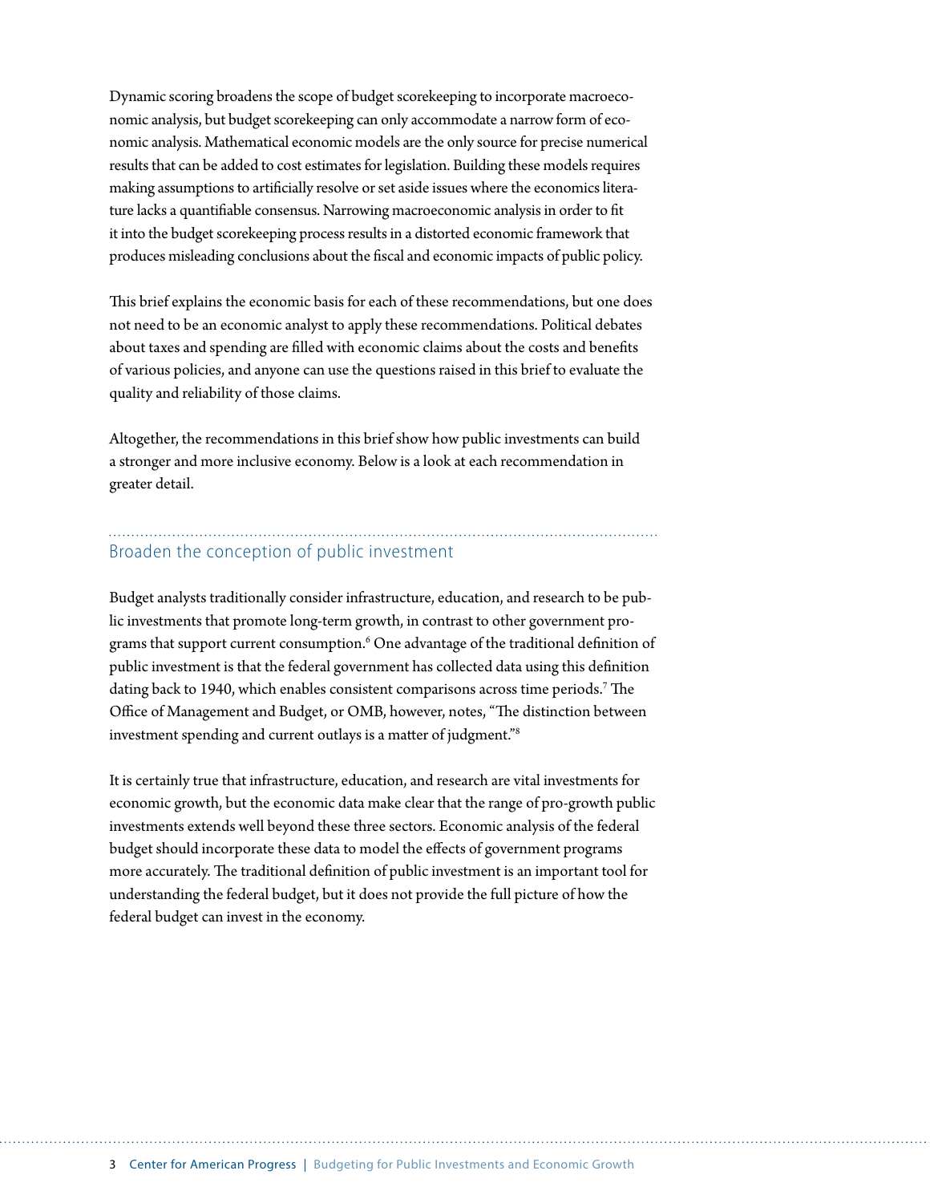Dynamic scoring broadens the scope of budget scorekeeping to incorporate macroeconomic analysis, but budget scorekeeping can only accommodate a narrow form of economic analysis. Mathematical economic models are the only source for precise numerical results that can be added to cost estimates for legislation. Building these models requires making assumptions to artificially resolve or set aside issues where the economics literature lacks a quantifiable consensus. Narrowing macroeconomic analysis in order to fit it into the budget scorekeeping process results in a distorted economic framework that produces misleading conclusions about the fiscal and economic impacts of public policy.

This brief explains the economic basis for each of these recommendations, but one does not need to be an economic analyst to apply these recommendations. Political debates about taxes and spending are filled with economic claims about the costs and benefits of various policies, and anyone can use the questions raised in this brief to evaluate the quality and reliability of those claims.

Altogether, the recommendations in this brief show how public investments can build a stronger and more inclusive economy. Below is a look at each recommendation in greater detail.

## Broaden the conception of public investment

Budget analysts traditionally consider infrastructure, education, and research to be public investments that promote long-term growth, in contrast to other government programs that support current consumption.[6] One advantage of the traditional definition of public investment is that the federal government has collected data using this definition dating back to 1940, which enables consistent comparisons across time periods.[7] The Office of Management and Budget, or OMB, however, notes, "The distinction between investment spending and current outlays is a matter of judgment."[8]

It is certainly true that infrastructure, education, and research are vital investments for economic growth, but the economic data make clear that the range of pro-growth public investments extends well beyond these three sectors. Economic analysis of the federal budget should incorporate these data to model the effects of government programs more accurately. The traditional definition of public investment is an important tool for understanding the federal budget, but it does not provide the full picture of how the federal budget can invest in the economy.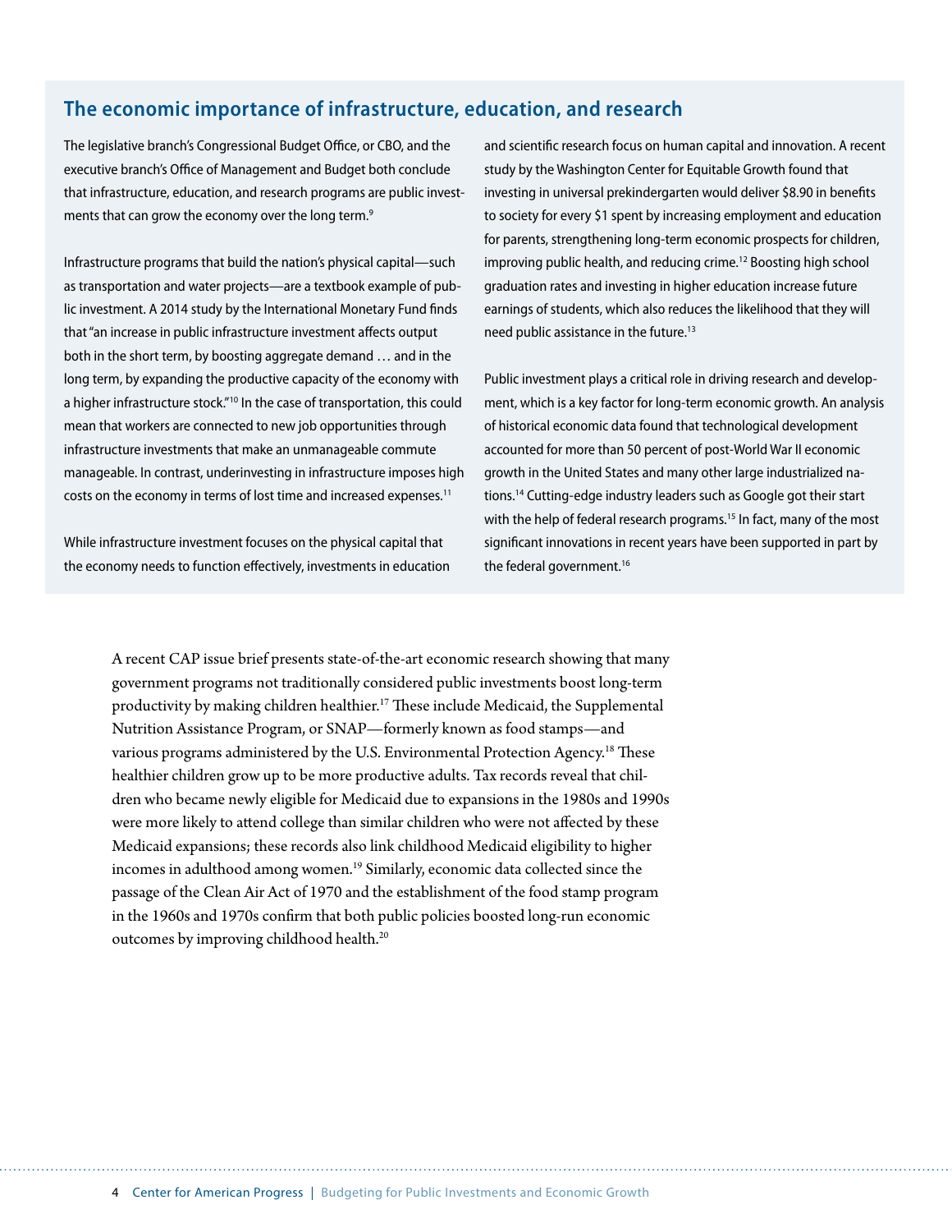## The economic importance of infrastructure, education, and research

The legislative branch's Congressional Budget Office, or CBO, and the executive branch's Office of Management and Budget both conclude that infrastructure, education, and research programs are public investments that can grow the economy over the long term.[9]

Infrastructure programs that build the nation's physical capital—such as transportation and water projects—are a textbook example of public investment. A 2014 study by the International Monetary Fund finds that "an increase in public infrastructure investment affects output both in the short term, by boosting aggregate demand … and in the long term, by expanding the productive capacity of the economy with a higher infrastructure stock."[10] In the case of transportation, this could mean that workers are connected to new job opportunities through infrastructure investments that make an unmanageable commute manageable. In contrast, underinvesting in infrastructure imposes high costs on the economy in terms of lost time and increased expenses.[11]

While infrastructure investment focuses on the physical capital that the economy needs to function effectively, investments in education and scientific research focus on human capital and innovation. A recent study by the Washington Center for Equitable Growth found that investing in universal prekindergarten would deliver $8.90 in benefits to society for every $1 spent by increasing employment and education for parents, strengthening long-term economic prospects for children, improving public health, and reducing crime.[12] Boosting high school graduation rates and investing in higher education increase future earnings of students, which also reduces the likelihood that they will need public assistance in the future.[13]

Public investment plays a critical role in driving research and development, which is a key factor for long-term economic growth. An analysis of historical economic data found that technological development accounted for more than 50 percent of post-World War II economic growth in the United States and many other large industrialized nations.[14] Cutting-edge industry leaders such as Google got their start with the help of federal research programs.[15] In fact, many of the most significant innovations in recent years have been supported in part by the federal government.[16]

A recent CAP issue brief presents state-of-the-art economic research showing that many government programs not traditionally considered public investments boost long-term productivity by making children healthier.[17] These include Medicaid, the Supplemental Nutrition Assistance Program, or SNAP—formerly known as food stamps—and various programs administered by the U.S. Environmental Protection Agency.[18] These healthier children grow up to be more productive adults. Tax records reveal that children who became newly eligible for Medicaid due to expansions in the 1980s and 1990s were more likely to attend college than similar children who were not affected by these Medicaid expansions; these records also link childhood Medicaid eligibility to higher incomes in adulthood among women.[19] Similarly, economic data collected since the passage of the Clean Air Act of 1970 and the establishment of the food stamp program in the 1960s and 1970s confirm that both public policies boosted long-run economic outcomes by improving childhood health.[20]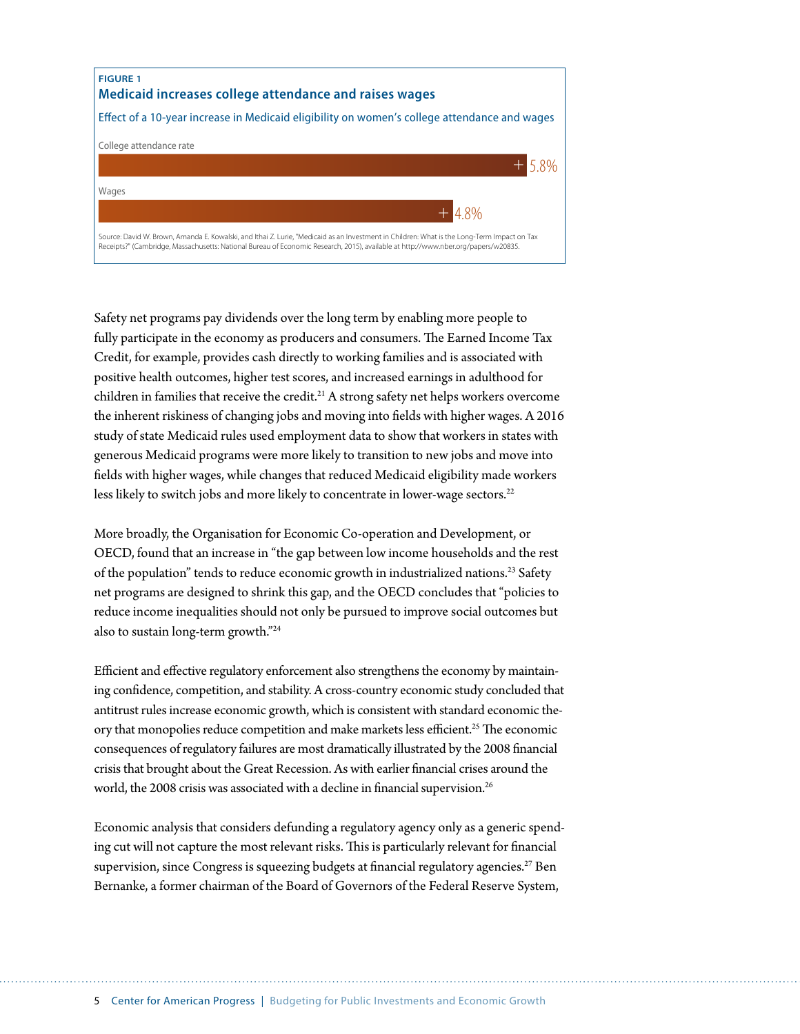**FIGURE 1**

**Medicaid increases college attendance and raises wages**

Effect of a 10-year increase in Medicaid eligibility on women's college attendance and wages

| | |
|---|---|
| College attendance rate | +5.8% |
| Wages | +4.8% |

Source: David W. Brown, Amanda E. Kowalski, and Ithai Z. Lurie, "Medicaid as an Investment in Children: What is the Long-Term Impact on Tax Receipts?" (Cambridge, Massachusetts: National Bureau of Economic Research, 2015), available at http://www.nber.org/papers/w20835.

Safety net programs pay dividends over the long term by enabling more people to fully participate in the economy as producers and consumers. The Earned Income Tax Credit, for example, provides cash directly to working families and is associated with positive health outcomes, higher test scores, and increased earnings in adulthood for children in families that receive the credit.[21] A strong safety net helps workers overcome the inherent riskiness of changing jobs and moving into fields with higher wages. A 2016 study of state Medicaid rules used employment data to show that workers in states with generous Medicaid programs were more likely to transition to new jobs and move into fields with higher wages, while changes that reduced Medicaid eligibility made workers less likely to switch jobs and more likely to concentrate in lower-wage sectors.[22]

More broadly, the Organisation for Economic Co-operation and Development, or OECD, found that an increase in "the gap between low income households and the rest of the population" tends to reduce economic growth in industrialized nations.[23] Safety net programs are designed to shrink this gap, and the OECD concludes that "policies to reduce income inequalities should not only be pursued to improve social outcomes but also to sustain long-term growth."[24]

Efficient and effective regulatory enforcement also strengthens the economy by maintaining confidence, competition, and stability. A cross-country economic study concluded that antitrust rules increase economic growth, which is consistent with standard economic theory that monopolies reduce competition and make markets less efficient.[25] The economic consequences of regulatory failures are most dramatically illustrated by the 2008 financial crisis that brought about the Great Recession. As with earlier financial crises around the world, the 2008 crisis was associated with a decline in financial supervision.[26]

Economic analysis that considers defunding a regulatory agency only as a generic spending cut will not capture the most relevant risks. This is particularly relevant for financial supervision, since Congress is squeezing budgets at financial regulatory agencies.[27] Ben Bernanke, a former chairman of the Board of Governors of the Federal Reserve System,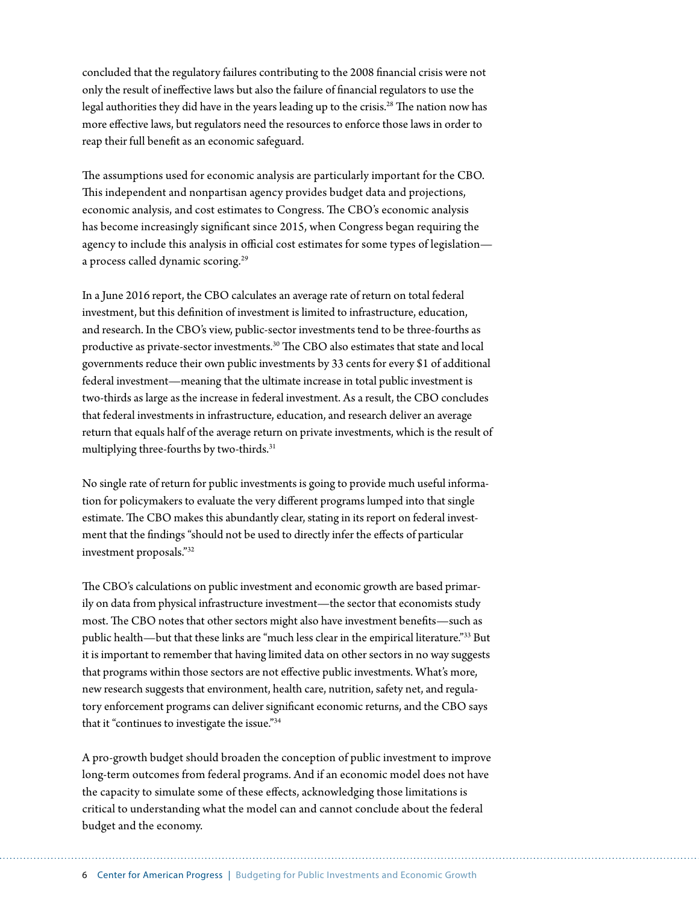concluded that the regulatory failures contributing to the 2008 financial crisis were not only the result of ineffective laws but also the failure of financial regulators to use the legal authorities they did have in the years leading up to the crisis.[28] The nation now has more effective laws, but regulators need the resources to enforce those laws in order to reap their full benefit as an economic safeguard.

The assumptions used for economic analysis are particularly important for the CBO. This independent and nonpartisan agency provides budget data and projections, economic analysis, and cost estimates to Congress. The CBO's economic analysis has become increasingly significant since 2015, when Congress began requiring the agency to include this analysis in official cost estimates for some types of legislation—a process called dynamic scoring.[29]

In a June 2016 report, the CBO calculates an average rate of return on total federal investment, but this definition of investment is limited to infrastructure, education, and research. In the CBO's view, public-sector investments tend to be three-fourths as productive as private-sector investments.[30] The CBO also estimates that state and local governments reduce their own public investments by 33 cents for every $1 of additional federal investment—meaning that the ultimate increase in total public investment is two-thirds as large as the increase in federal investment. As a result, the CBO concludes that federal investments in infrastructure, education, and research deliver an average return that equals half of the average return on private investments, which is the result of multiplying three-fourths by two-thirds.[31]

No single rate of return for public investments is going to provide much useful information for policymakers to evaluate the very different programs lumped into that single estimate. The CBO makes this abundantly clear, stating in its report on federal investment that the findings "should not be used to directly infer the effects of particular investment proposals."[32]

The CBO's calculations on public investment and economic growth are based primarily on data from physical infrastructure investment—the sector that economists study most. The CBO notes that other sectors might also have investment benefits—such as public health—but that these links are "much less clear in the empirical literature."[33] But it is important to remember that having limited data on other sectors in no way suggests that programs within those sectors are not effective public investments. What's more, new research suggests that environment, health care, nutrition, safety net, and regulatory enforcement programs can deliver significant economic returns, and the CBO says that it "continues to investigate the issue."[34]

A pro-growth budget should broaden the conception of public investment to improve long-term outcomes from federal programs. And if an economic model does not have the capacity to simulate some of these effects, acknowledging those limitations is critical to understanding what the model can and cannot conclude about the federal budget and the economy.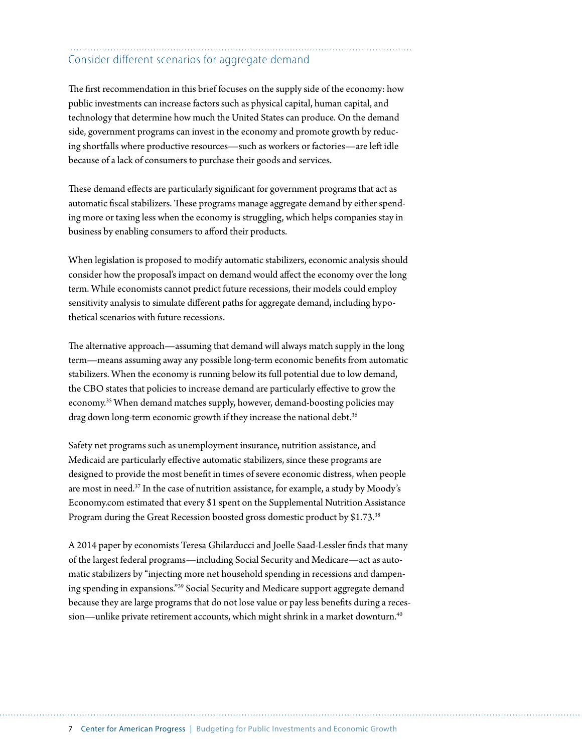## Consider different scenarios for aggregate demand

The first recommendation in this brief focuses on the supply side of the economy: how public investments can increase factors such as physical capital, human capital, and technology that determine how much the United States can produce. On the demand side, government programs can invest in the economy and promote growth by reducing shortfalls where productive resources—such as workers or factories—are left idle because of a lack of consumers to purchase their goods and services.

These demand effects are particularly significant for government programs that act as automatic fiscal stabilizers. These programs manage aggregate demand by either spending more or taxing less when the economy is struggling, which helps companies stay in business by enabling consumers to afford their products.

When legislation is proposed to modify automatic stabilizers, economic analysis should consider how the proposal's impact on demand would affect the economy over the long term. While economists cannot predict future recessions, their models could employ sensitivity analysis to simulate different paths for aggregate demand, including hypothetical scenarios with future recessions.

The alternative approach—assuming that demand will always match supply in the long term—means assuming away any possible long-term economic benefits from automatic stabilizers. When the economy is running below its full potential due to low demand, the CBO states that policies to increase demand are particularly effective to grow the economy.[35] When demand matches supply, however, demand-boosting policies may drag down long-term economic growth if they increase the national debt.[36]

Safety net programs such as unemployment insurance, nutrition assistance, and Medicaid are particularly effective automatic stabilizers, since these programs are designed to provide the most benefit in times of severe economic distress, when people are most in need.[37] In the case of nutrition assistance, for example, a study by Moody's Economy.com estimated that every $1 spent on the Supplemental Nutrition Assistance Program during the Great Recession boosted gross domestic product by $1.73.[38]

A 2014 paper by economists Teresa Ghilarducci and Joelle Saad-Lessler finds that many of the largest federal programs—including Social Security and Medicare—act as automatic stabilizers by "injecting more net household spending in recessions and dampening spending in expansions."[39] Social Security and Medicare support aggregate demand because they are large programs that do not lose value or pay less benefits during a recession—unlike private retirement accounts, which might shrink in a market downturn.[40]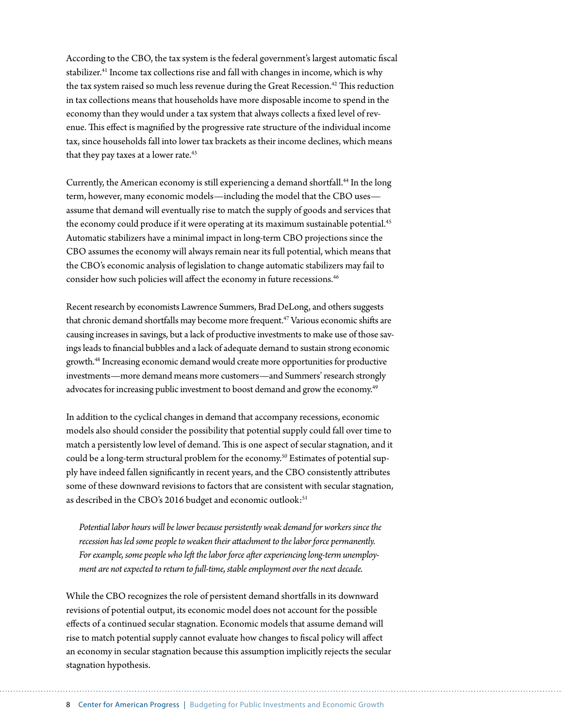According to the CBO, the tax system is the federal government's largest automatic fiscal stabilizer.[41] Income tax collections rise and fall with changes in income, which is why the tax system raised so much less revenue during the Great Recession.[42] This reduction in tax collections means that households have more disposable income to spend in the economy than they would under a tax system that always collects a fixed level of revenue. This effect is magnified by the progressive rate structure of the individual income tax, since households fall into lower tax brackets as their income declines, which means that they pay taxes at a lower rate.[43]

Currently, the American economy is still experiencing a demand shortfall.[44] In the long term, however, many economic models—including the model that the CBO uses—assume that demand will eventually rise to match the supply of goods and services that the economy could produce if it were operating at its maximum sustainable potential.[45] Automatic stabilizers have a minimal impact in long-term CBO projections since the CBO assumes the economy will always remain near its full potential, which means that the CBO's economic analysis of legislation to change automatic stabilizers may fail to consider how such policies will affect the economy in future recessions.[46]

Recent research by economists Lawrence Summers, Brad DeLong, and others suggests that chronic demand shortfalls may become more frequent.[47] Various economic shifts are causing increases in savings, but a lack of productive investments to make use of those savings leads to financial bubbles and a lack of adequate demand to sustain strong economic growth.[48] Increasing economic demand would create more opportunities for productive investments—more demand means more customers—and Summers' research strongly advocates for increasing public investment to boost demand and grow the economy.[49]

In addition to the cyclical changes in demand that accompany recessions, economic models also should consider the possibility that potential supply could fall over time to match a persistently low level of demand. This is one aspect of secular stagnation, and it could be a long-term structural problem for the economy.[50] Estimates of potential supply have indeed fallen significantly in recent years, and the CBO consistently attributes some of these downward revisions to factors that are consistent with secular stagnation, as described in the CBO's 2016 budget and economic outlook:[51]

> *Potential labor hours will be lower because persistently weak demand for workers since the recession has led some people to weaken their attachment to the labor force permanently. For example, some people who left the labor force after experiencing long-term unemployment are not expected to return to full-time, stable employment over the next decade.*

While the CBO recognizes the role of persistent demand shortfalls in its downward revisions of potential output, its economic model does not account for the possible effects of a continued secular stagnation. Economic models that assume demand will rise to match potential supply cannot evaluate how changes to fiscal policy will affect an economy in secular stagnation because this assumption implicitly rejects the secular stagnation hypothesis.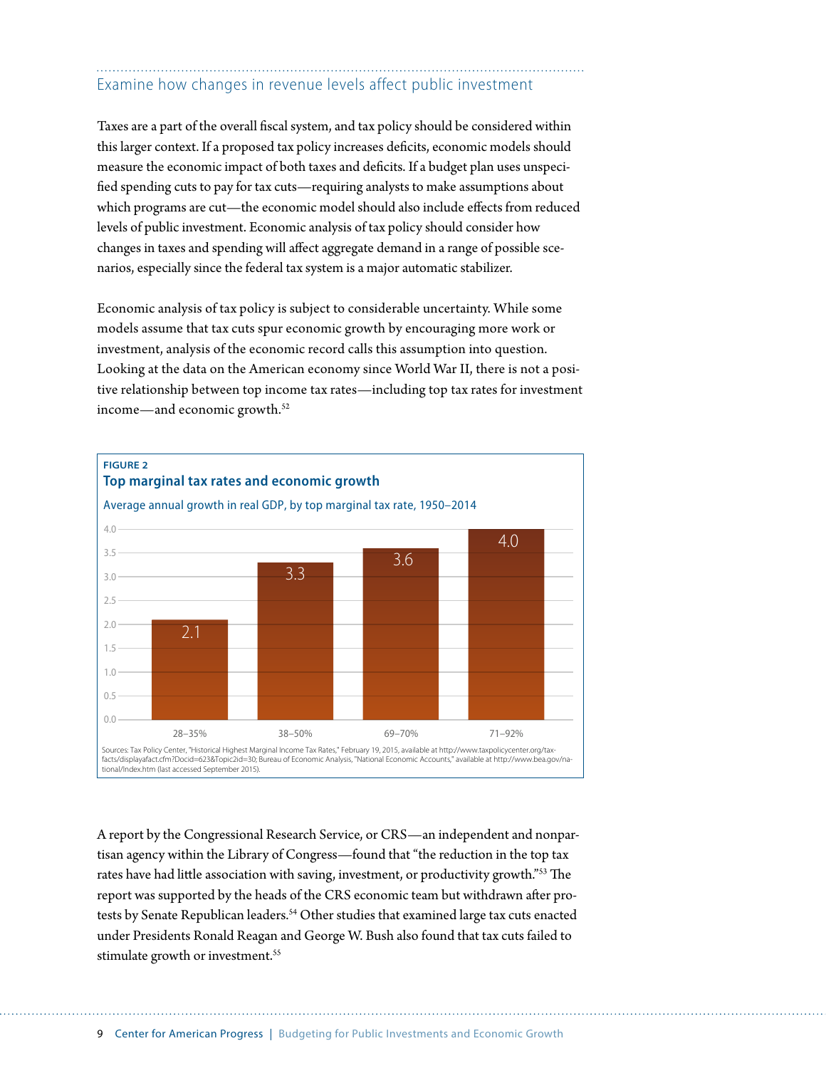## Examine how changes in revenue levels affect public investment

Taxes are a part of the overall fiscal system, and tax policy should be considered within this larger context. If a proposed tax policy increases deficits, economic models should measure the economic impact of both taxes and deficits. If a budget plan uses unspecified spending cuts to pay for tax cuts—requiring analysts to make assumptions about which programs are cut—the economic model should also include effects from reduced levels of public investment. Economic analysis of tax policy should consider how changes in taxes and spending will affect aggregate demand in a range of possible scenarios, especially since the federal tax system is a major automatic stabilizer.

Economic analysis of tax policy is subject to considerable uncertainty. While some models assume that tax cuts spur economic growth by encouraging more work or investment, analysis of the economic record calls this assumption into question. Looking at the data on the American economy since World War II, there is not a positive relationship between top income tax rates—including top tax rates for investment income—and economic growth.[52]

**FIGURE 2**

**Top marginal tax rates and economic growth**

Average annual growth in real GDP, by top marginal tax rate, 1950–2014

| Top marginal tax rate | Average annual growth in real GDP |
|---|---|
| 28–35% | 2.1 |
| 38–50% | 3.3 |
| 69–70% | 3.6 |
| 71–92% | 4.0 |

Sources: Tax Policy Center, "Historical Highest Marginal Income Tax Rates," February 19, 2015, available at http://www.taxpolicycenter.org/taxfacts/displayafact.cfm?Docid=623&Topic2id=30; Bureau of Economic Analysis, "National Economic Accounts," available at http://www.bea.gov/national/Index.htm (last accessed September 2015).

A report by the Congressional Research Service, or CRS—an independent and nonpartisan agency within the Library of Congress—found that "the reduction in the top tax rates have had little association with saving, investment, or productivity growth."[53] The report was supported by the heads of the CRS economic team but withdrawn after protests by Senate Republican leaders.[54] Other studies that examined large tax cuts enacted under Presidents Ronald Reagan and George W. Bush also found that tax cuts failed to stimulate growth or investment.[55]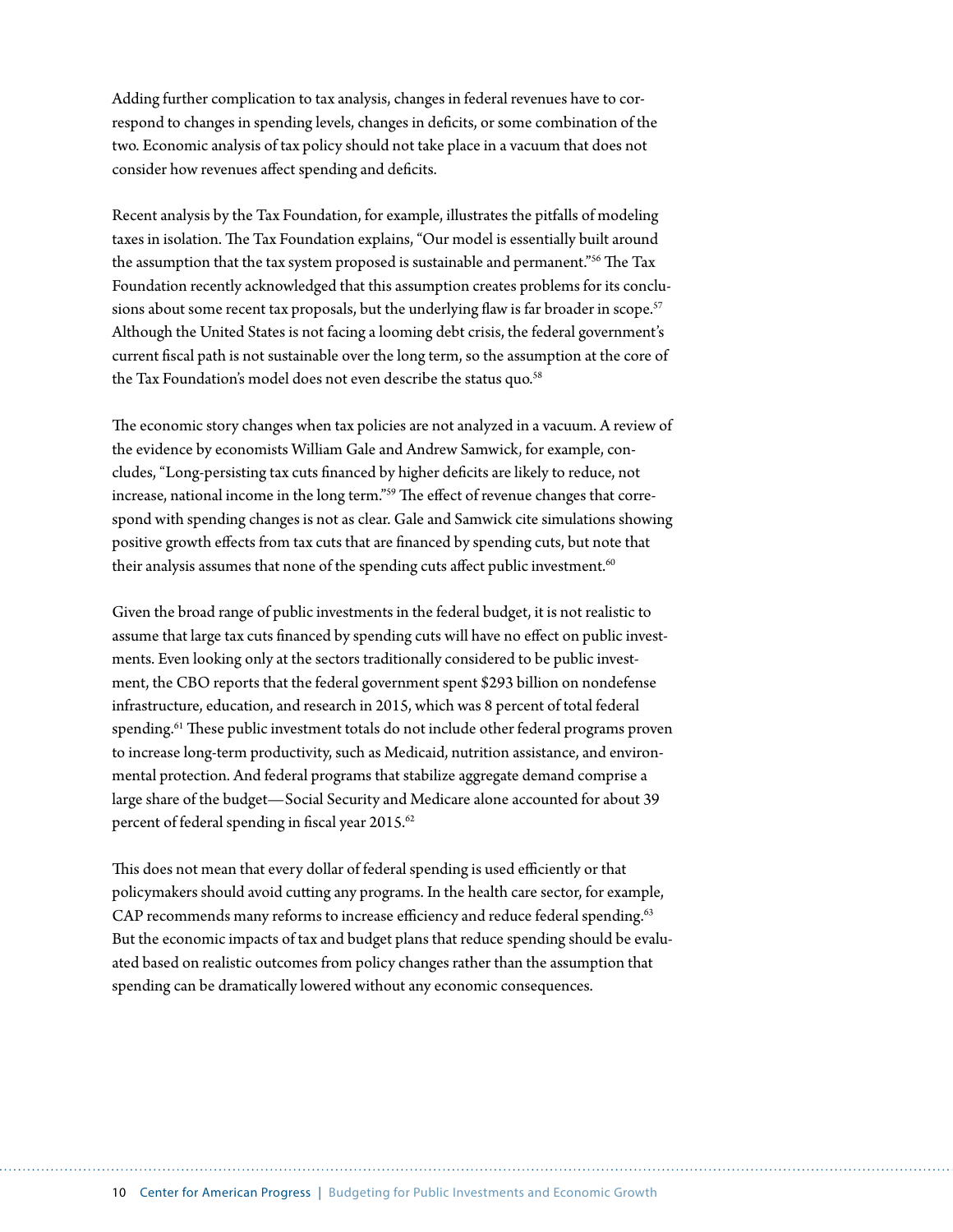Adding further complication to tax analysis, changes in federal revenues have to correspond to changes in spending levels, changes in deficits, or some combination of the two. Economic analysis of tax policy should not take place in a vacuum that does not consider how revenues affect spending and deficits.

Recent analysis by the Tax Foundation, for example, illustrates the pitfalls of modeling taxes in isolation. The Tax Foundation explains, "Our model is essentially built around the assumption that the tax system proposed is sustainable and permanent."[56] The Tax Foundation recently acknowledged that this assumption creates problems for its conclusions about some recent tax proposals, but the underlying flaw is far broader in scope.[57] Although the United States is not facing a looming debt crisis, the federal government's current fiscal path is not sustainable over the long term, so the assumption at the core of the Tax Foundation's model does not even describe the status quo.[58]

The economic story changes when tax policies are not analyzed in a vacuum. A review of the evidence by economists William Gale and Andrew Samwick, for example, concludes, "Long-persisting tax cuts financed by higher deficits are likely to reduce, not increase, national income in the long term."[59] The effect of revenue changes that correspond with spending changes is not as clear. Gale and Samwick cite simulations showing positive growth effects from tax cuts that are financed by spending cuts, but note that their analysis assumes that none of the spending cuts affect public investment.[60]

Given the broad range of public investments in the federal budget, it is not realistic to assume that large tax cuts financed by spending cuts will have no effect on public investments. Even looking only at the sectors traditionally considered to be public investment, the CBO reports that the federal government spent $293 billion on nondefense infrastructure, education, and research in 2015, which was 8 percent of total federal spending.[61] These public investment totals do not include other federal programs proven to increase long-term productivity, such as Medicaid, nutrition assistance, and environmental protection. And federal programs that stabilize aggregate demand comprise a large share of the budget—Social Security and Medicare alone accounted for about 39 percent of federal spending in fiscal year 2015.[62]

This does not mean that every dollar of federal spending is used efficiently or that policymakers should avoid cutting any programs. In the health care sector, for example, CAP recommends many reforms to increase efficiency and reduce federal spending.[63] But the economic impacts of tax and budget plans that reduce spending should be evaluated based on realistic outcomes from policy changes rather than the assumption that spending can be dramatically lowered without any economic consequences.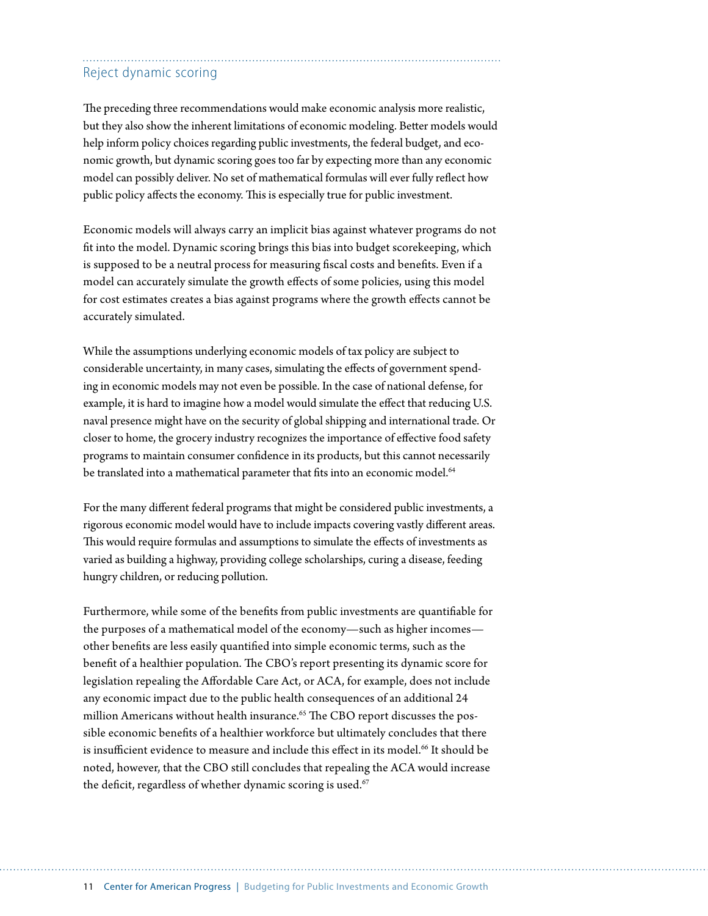## Reject dynamic scoring

The preceding three recommendations would make economic analysis more realistic, but they also show the inherent limitations of economic modeling. Better models would help inform policy choices regarding public investments, the federal budget, and economic growth, but dynamic scoring goes too far by expecting more than any economic model can possibly deliver. No set of mathematical formulas will ever fully reflect how public policy affects the economy. This is especially true for public investment.

Economic models will always carry an implicit bias against whatever programs do not fit into the model. Dynamic scoring brings this bias into budget scorekeeping, which is supposed to be a neutral process for measuring fiscal costs and benefits. Even if a model can accurately simulate the growth effects of some policies, using this model for cost estimates creates a bias against programs where the growth effects cannot be accurately simulated.

While the assumptions underlying economic models of tax policy are subject to considerable uncertainty, in many cases, simulating the effects of government spending in economic models may not even be possible. In the case of national defense, for example, it is hard to imagine how a model would simulate the effect that reducing U.S. naval presence might have on the security of global shipping and international trade. Or closer to home, the grocery industry recognizes the importance of effective food safety programs to maintain consumer confidence in its products, but this cannot necessarily be translated into a mathematical parameter that fits into an economic model.[64]

For the many different federal programs that might be considered public investments, a rigorous economic model would have to include impacts covering vastly different areas. This would require formulas and assumptions to simulate the effects of investments as varied as building a highway, providing college scholarships, curing a disease, feeding hungry children, or reducing pollution.

Furthermore, while some of the benefits from public investments are quantifiable for the purposes of a mathematical model of the economy—such as higher incomes—other benefits are less easily quantified into simple economic terms, such as the benefit of a healthier population. The CBO's report presenting its dynamic score for legislation repealing the Affordable Care Act, or ACA, for example, does not include any economic impact due to the public health consequences of an additional 24 million Americans without health insurance.[65] The CBO report discusses the possible economic benefits of a healthier workforce but ultimately concludes that there is insufficient evidence to measure and include this effect in its model.[66] It should be noted, however, that the CBO still concludes that repealing the ACA would increase the deficit, regardless of whether dynamic scoring is used.[67]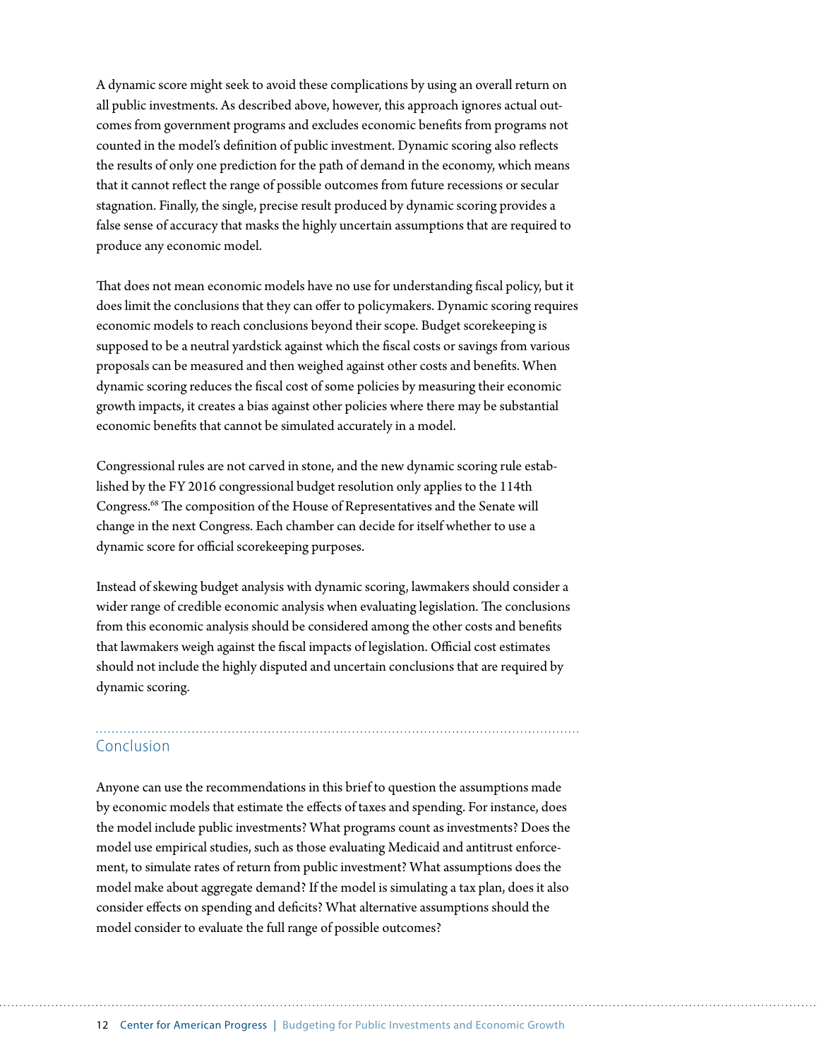A dynamic score might seek to avoid these complications by using an overall return on all public investments. As described above, however, this approach ignores actual outcomes from government programs and excludes economic benefits from programs not counted in the model's definition of public investment. Dynamic scoring also reflects the results of only one prediction for the path of demand in the economy, which means that it cannot reflect the range of possible outcomes from future recessions or secular stagnation. Finally, the single, precise result produced by dynamic scoring provides a false sense of accuracy that masks the highly uncertain assumptions that are required to produce any economic model.

That does not mean economic models have no use for understanding fiscal policy, but it does limit the conclusions that they can offer to policymakers. Dynamic scoring requires economic models to reach conclusions beyond their scope. Budget scorekeeping is supposed to be a neutral yardstick against which the fiscal costs or savings from various proposals can be measured and then weighed against other costs and benefits. When dynamic scoring reduces the fiscal cost of some policies by measuring their economic growth impacts, it creates a bias against other policies where there may be substantial economic benefits that cannot be simulated accurately in a model.

Congressional rules are not carved in stone, and the new dynamic scoring rule established by the FY 2016 congressional budget resolution only applies to the 114th Congress.[68] The composition of the House of Representatives and the Senate will change in the next Congress. Each chamber can decide for itself whether to use a dynamic score for official scorekeeping purposes.

Instead of skewing budget analysis with dynamic scoring, lawmakers should consider a wider range of credible economic analysis when evaluating legislation. The conclusions from this economic analysis should be considered among the other costs and benefits that lawmakers weigh against the fiscal impacts of legislation. Official cost estimates should not include the highly disputed and uncertain conclusions that are required by dynamic scoring.

## Conclusion

Anyone can use the recommendations in this brief to question the assumptions made by economic models that estimate the effects of taxes and spending. For instance, does the model include public investments? What programs count as investments? Does the model use empirical studies, such as those evaluating Medicaid and antitrust enforcement, to simulate rates of return from public investment? What assumptions does the model make about aggregate demand? If the model is simulating a tax plan, does it also consider effects on spending and deficits? What alternative assumptions should the model consider to evaluate the full range of possible outcomes?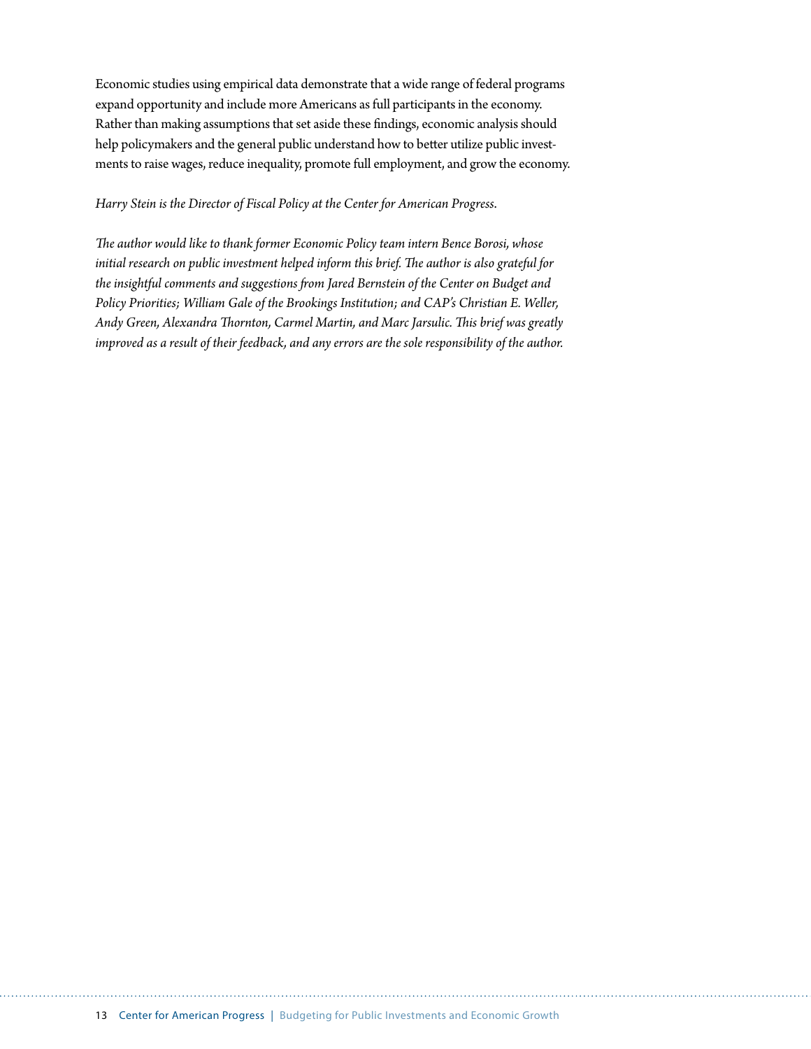Economic studies using empirical data demonstrate that a wide range of federal programs expand opportunity and include more Americans as full participants in the economy. Rather than making assumptions that set aside these findings, economic analysis should help policymakers and the general public understand how to better utilize public investments to raise wages, reduce inequality, promote full employment, and grow the economy.

*Harry Stein is the Director of Fiscal Policy at the Center for American Progress.*

*The author would like to thank former Economic Policy team intern Bence Borosi, whose initial research on public investment helped inform this brief. The author is also grateful for the insightful comments and suggestions from Jared Bernstein of the Center on Budget and Policy Priorities; William Gale of the Brookings Institution; and CAP's Christian E. Weller, Andy Green, Alexandra Thornton, Carmel Martin, and Marc Jarsulic. This brief was greatly improved as a result of their feedback, and any errors are the sole responsibility of the author.*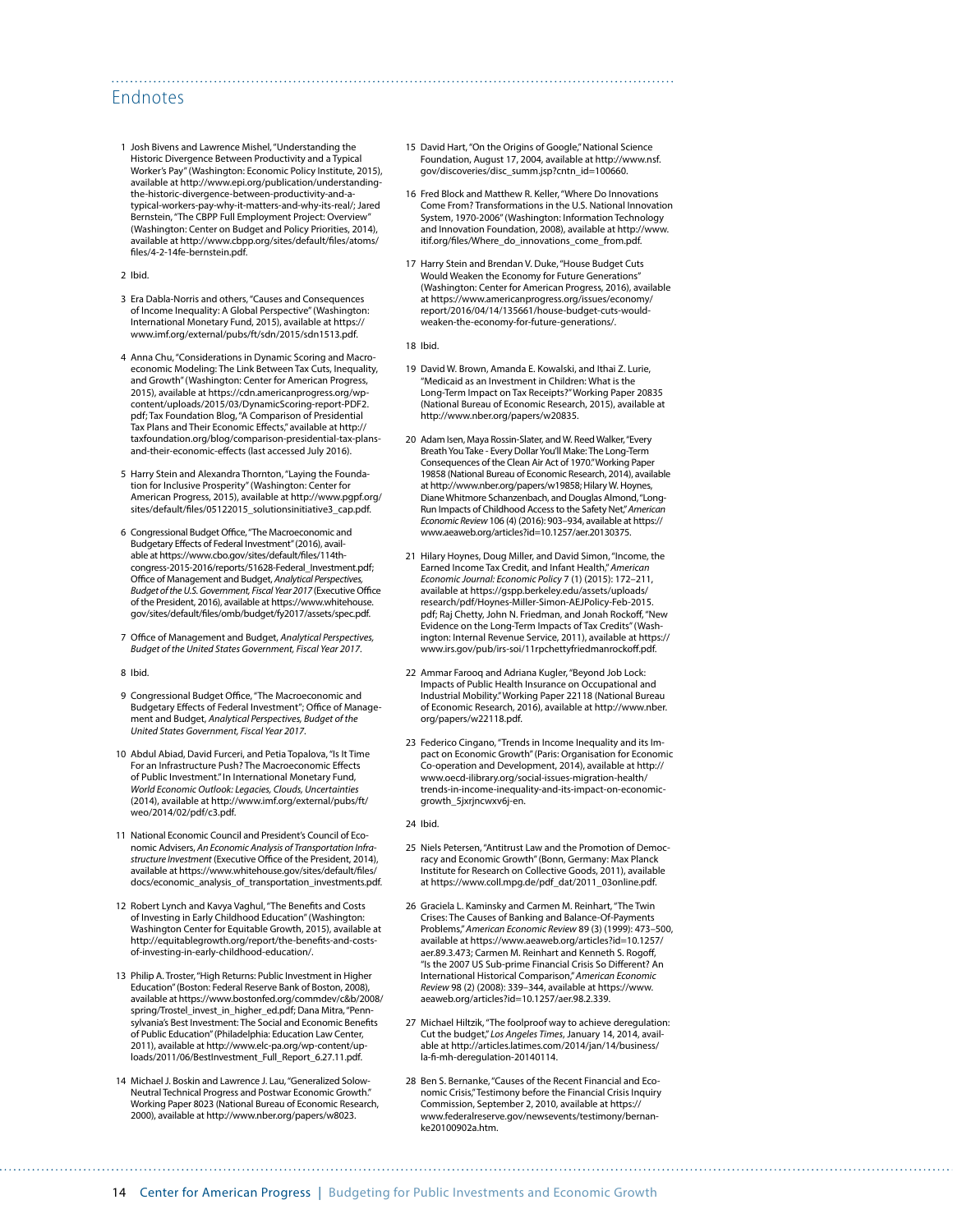## Endnotes

1 Josh Bivens and Lawrence Mishel, "Understanding the Historic Divergence Between Productivity and a Typical Worker's Pay" (Washington: Economic Policy Institute, 2015), available at http://www.epi.org/publication/understanding-the-historic-divergence-between-productivity-and-a-typical-workers-pay-why-it-matters-and-why-its-real/; Jared Bernstein, "The CBPP Full Employment Project: Overview" (Washington: Center on Budget and Policy Priorities, 2014), available at http://www.cbpp.org/sites/default/files/atoms/files/4-2-14fe-bernstein.pdf.

2 Ibid.

3 Era Dabla-Norris and others, "Causes and Consequences of Income Inequality: A Global Perspective" (Washington: International Monetary Fund, 2015), available at https://www.imf.org/external/pubs/ft/sdn/2015/sdn1513.pdf.

4 Anna Chu, "Considerations in Dynamic Scoring and Macroeconomic Modeling: The Link Between Tax Cuts, Inequality, and Growth" (Washington: Center for American Progress, 2015), available at https://cdn.americanprogress.org/wp-content/uploads/2015/03/DynamicScoring-report-PDF2.pdf; Tax Foundation Blog, "A Comparison of Presidential Tax Plans and Their Economic Effects," available at http://taxfoundation.org/blog/comparison-presidential-tax-plans-and-their-economic-effects (last accessed July 2016).

5 Harry Stein and Alexandra Thornton, "Laying the Foundation for Inclusive Prosperity" (Washington: Center for American Progress, 2015), available at http://www.pgpf.org/sites/default/files/05122015_solutionsinitiative3_cap.pdf.

6 Congressional Budget Office, "The Macroeconomic and Budgetary Effects of Federal Investment" (2016), available at https://www.cbo.gov/sites/default/files/114th-congress-2015-2016/reports/51628-Federal_Investment.pdf; Office of Management and Budget, *Analytical Perspectives, Budget of the U.S. Government, Fiscal Year 2017* (Executive Office of the President, 2016), available at https://www.whitehouse.gov/sites/default/files/omb/budget/fy2017/assets/spec.pdf.

7 Office of Management and Budget, *Analytical Perspectives, Budget of the United States Government, Fiscal Year 2017*.

8 Ibid.

9 Congressional Budget Office, "The Macroeconomic and Budgetary Effects of Federal Investment"; Office of Management and Budget, *Analytical Perspectives, Budget of the United States Government, Fiscal Year 2017*.

10 Abdul Abiad, David Furceri, and Petia Topalova, "Is It Time For an Infrastructure Push? The Macroeconomic Effects of Public Investment." In International Monetary Fund, *World Economic Outlook: Legacies, Clouds, Uncertainties* (2014), available at http://www.imf.org/external/pubs/ft/weo/2014/02/pdf/c3.pdf.

11 National Economic Council and President's Council of Economic Advisers, *An Economic Analysis of Transportation Infrastructure Investment* (Executive Office of the President, 2014), available at https://www.whitehouse.gov/sites/default/files/docs/economic_analysis_of_transportation_investments.pdf.

12 Robert Lynch and Kavya Vaghul, "The Benefits and Costs of Investing in Early Childhood Education" (Washington: Washington Center for Equitable Growth, 2015), available at http://equitablegrowth.org/report/the-benefits-and-costs-of-investing-in-early-childhood-education/.

13 Philip A. Troster, "High Returns: Public Investment in Higher Education" (Boston: Federal Reserve Bank of Boston, 2008), available at https://www.bostonfed.org/commdev/c&b/2008/spring/Trostel_invest_in_higher_ed.pdf; Dana Mitra, "Pennsylvania's Best Investment: The Social and Economic Benefits of Public Education" (Philadelphia: Education Law Center, 2011), available at http://www.elc-pa.org/wp-content/uploads/2011/06/BestInvestment_Full_Report_6.27.11.pdf.

14 Michael J. Boskin and Lawrence J. Lau, "Generalized Solow-Neutral Technical Progress and Postwar Economic Growth." Working Paper 8023 (National Bureau of Economic Research, 2000), available at http://www.nber.org/papers/w8023.

15 David Hart, "On the Origins of Google," National Science Foundation, August 17, 2004, available at http://www.nsf.gov/discoveries/disc_summ.jsp?cntn_id=100660.

16 Fred Block and Matthew R. Keller, "Where Do Innovations Come From? Transformations in the U.S. National Innovation System, 1970-2006" (Washington: Information Technology and Innovation Foundation, 2008), available at http://www.itif.org/files/Where_do_innovations_come_from.pdf.

17 Harry Stein and Brendan V. Duke, "House Budget Cuts Would Weaken the Economy for Future Generations" (Washington: Center for American Progress, 2016), available at https://www.americanprogress.org/issues/economy/report/2016/04/14/135661/house-budget-cuts-would-weaken-the-economy-for-future-generations/.

18 Ibid.

19 David W. Brown, Amanda E. Kowalski, and Ithai Z. Lurie, "Medicaid as an Investment in Children: What is the Long-Term Impact on Tax Receipts?" Working Paper 20835 (National Bureau of Economic Research, 2015), available at http://www.nber.org/papers/w20835.

20 Adam Isen, Maya Rossin-Slater, and W. Reed Walker, "Every Breath You Take - Every Dollar You'll Make: The Long-Term Consequences of the Clean Air Act of 1970." Working Paper 19858 (National Bureau of Economic Research, 2014), available at http://www.nber.org/papers/w19858; Hilary W. Hoynes, Diane Whitmore Schanzenbach, and Douglas Almond, "Long-Run Impacts of Childhood Access to the Safety Net," *American Economic Review* 106 (4) (2016): 903–934, available at https://www.aeaweb.org/articles?id=10.1257/aer.20130375.

21 Hilary Hoynes, Doug Miller, and David Simon, "Income, the Earned Income Tax Credit, and Infant Health," *American Economic Journal: Economic Policy* 7 (1) (2015): 172–211, available at https://gspp.berkeley.edu/assets/uploads/research/pdf/Hoynes-Miller-Simon-AEJPolicy-Feb-2015.pdf; Raj Chetty, John N. Friedman, and Jonah Rockoff, "New Evidence on the Long-Term Impacts of Tax Credits" (Washington: Internal Revenue Service, 2011), available at https://www.irs.gov/pub/irs-soi/11rpchettyfriedmanrockoff.pdf.

22 Ammar Farooq and Adriana Kugler, "Beyond Job Lock: Impacts of Public Health Insurance on Occupational and Industrial Mobility." Working Paper 22118 (National Bureau of Economic Research, 2016), available at http://www.nber.org/papers/w22118.pdf.

23 Federico Cingano, "Trends in Income Inequality and its Impact on Economic Growth" (Paris: Organisation for Economic Co-operation and Development, 2014), available at http://www.oecd-ilibrary.org/social-issues-migration-health/trends-in-income-inequality-and-its-impact-on-economic-growth_5jxrjncwxv6j-en.

24 Ibid.

25 Niels Petersen, "Antitrust Law and the Promotion of Democracy and Economic Growth" (Bonn, Germany: Max Planck Institute for Research on Collective Goods, 2011), available at https://www.coll.mpg.de/pdf_dat/2011_03online.pdf.

26 Graciela L. Kaminsky and Carmen M. Reinhart, "The Twin Crises: The Causes of Banking and Balance-Of-Payments Problems," *American Economic Review* 89 (3) (1999): 473–500, available at https://www.aeaweb.org/articles?id=10.1257/aer.89.3.473; Carmen M. Reinhart and Kenneth S. Rogoff, "Is the 2007 US Sub-prime Financial Crisis So Different? An International Historical Comparison," *American Economic Review* 98 (2) (2008): 339–344, available at https://www.aeaweb.org/articles?id=10.1257/aer.98.2.339.

27 Michael Hiltzik, "The foolproof way to achieve deregulation: Cut the budget," *Los Angeles Times*, January 14, 2014, available at http://articles.latimes.com/2014/jan/14/business/la-fi-mh-deregulation-20140114.

28 Ben S. Bernanke, "Causes of the Recent Financial and Economic Crisis," Testimony before the Financial Crisis Inquiry Commission, September 2, 2010, available at https://www.federalreserve.gov/newsevents/testimony/bernanke20100902a.htm.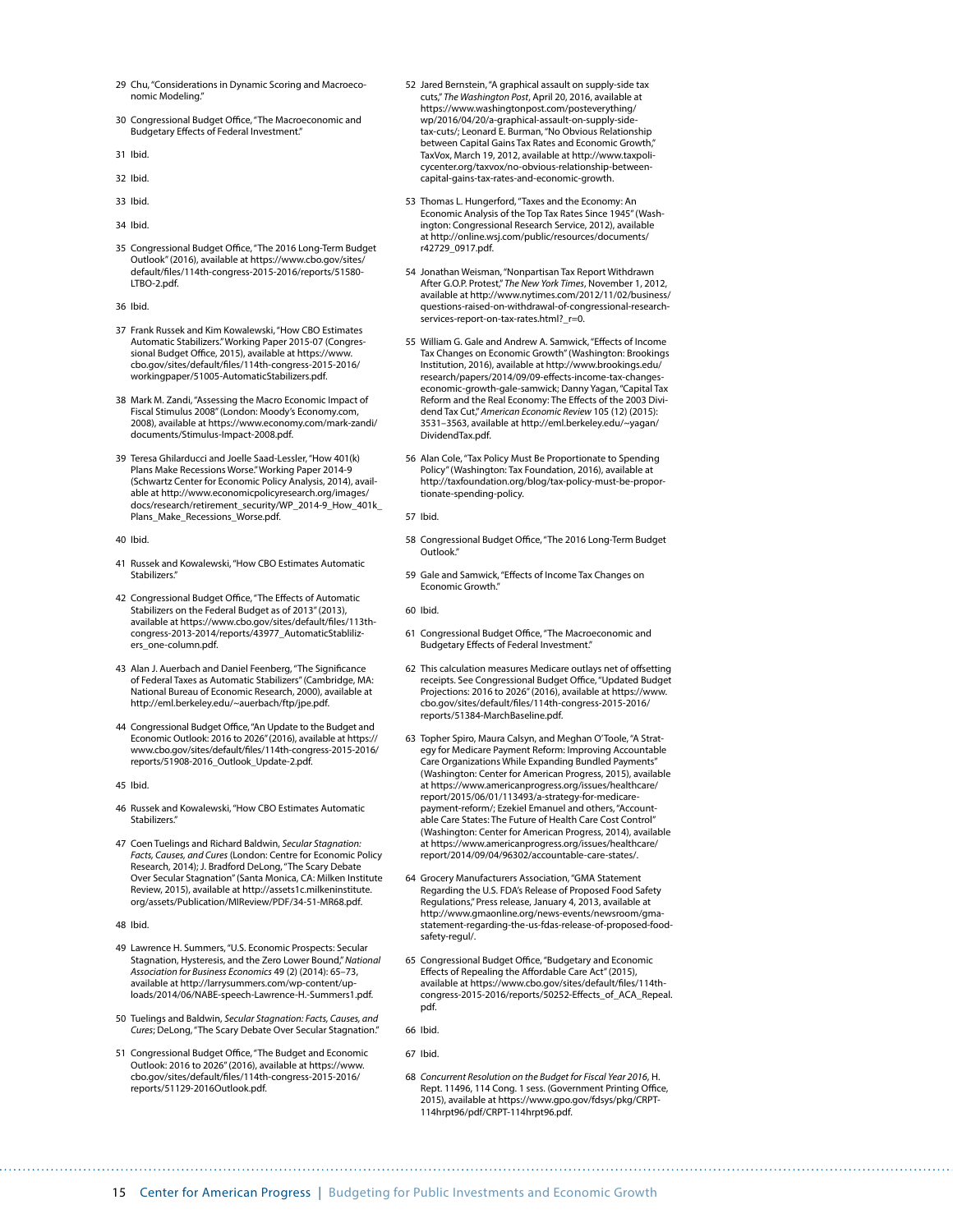29 Chu, "Considerations in Dynamic Scoring and Macroeconomic Modeling."

30 Congressional Budget Office, "The Macroeconomic and Budgetary Effects of Federal Investment."

31 Ibid.

32 Ibid.

33 Ibid.

34 Ibid.

35 Congressional Budget Office, "The 2016 Long-Term Budget Outlook" (2016), available at https://www.cbo.gov/sites/default/files/114th-congress-2015-2016/reports/51580-LTBO-2.pdf.

36 Ibid.

37 Frank Russek and Kim Kowalewski, "How CBO Estimates Automatic Stabilizers." Working Paper 2015-07 (Congressional Budget Office, 2015), available at https://www.cbo.gov/sites/default/files/114th-congress-2015-2016/workingpaper/51005-AutomaticStabilizers.pdf.

38 Mark M. Zandi, "Assessing the Macro Economic Impact of Fiscal Stimulus 2008" (London: Moody's Economy.com, 2008), available at https://www.economy.com/mark-zandi/documents/Stimulus-Impact-2008.pdf.

39 Teresa Ghilarducci and Joelle Saad-Lessler, "How 401(k) Plans Make Recessions Worse." Working Paper 2014-9 (Schwartz Center for Economic Policy Analysis, 2014), available at http://www.economicpolicyresearch.org/images/docs/research/retirement_security/WP_2014-9_How_401k_Plans_Make_Recessions_Worse.pdf.

40 Ibid.

41 Russek and Kowalewski, "How CBO Estimates Automatic Stabilizers."

42 Congressional Budget Office, "The Effects of Automatic Stabilizers on the Federal Budget as of 2013" (2013), available at https://www.cbo.gov/sites/default/files/113th-congress-2013-2014/reports/43977_AutomaticStablilizers_one-column.pdf.

43 Alan J. Auerbach and Daniel Feenberg, "The Significance of Federal Taxes as Automatic Stabilizers" (Cambridge, MA: National Bureau of Economic Research, 2000), available at http://eml.berkeley.edu/~auerbach/ftp/jpe.pdf.

44 Congressional Budget Office, "An Update to the Budget and Economic Outlook: 2016 to 2026" (2016), available at https://www.cbo.gov/sites/default/files/114th-congress-2015-2016/reports/51908-2016_Outlook_Update-2.pdf.

45 Ibid.

46 Russek and Kowalewski, "How CBO Estimates Automatic Stabilizers."

47 Coen Teulings and Richard Baldwin, *Secular Stagnation: Facts, Causes, and Cures* (London: Centre for Economic Policy Research, 2014); J. Bradford DeLong, "The Scary Debate Over Secular Stagnation" (Santa Monica, CA: Milken Institute Review, 2015), available at http://assets1c.milkeninstitute.org/assets/Publication/MIReview/PDF/34-51-MR68.pdf.

48 Ibid.

49 Lawrence H. Summers, "U.S. Economic Prospects: Secular Stagnation, Hysteresis, and the Zero Lower Bound," *National Association for Business Economics* 49 (2) (2014): 65–73, available at http://larrysummers.com/wp-content/uploads/2014/06/NABE-speech-Lawrence-H.-Summers1.pdf.

50 Tuelings and Baldwin, *Secular Stagnation: Facts, Causes, and Cures*; DeLong, "The Scary Debate Over Secular Stagnation."

51 Congressional Budget Office, "The Budget and Economic Outlook: 2016 to 2026" (2016), available at https://www.cbo.gov/sites/default/files/114th-congress-2015-2016/reports/51129-2016Outlook.pdf.

52 Jared Bernstein, "A graphical assault on supply-side tax cuts," *The Washington Post*, April 20, 2016, available at https://www.washingtonpost.com/posteverything/wp/2016/04/20/a-graphical-assault-on-supply-side-tax-cuts/; Leonard E. Burman, "No Obvious Relationship between Capital Gains Tax Rates and Economic Growth," TaxVox, March 19, 2012, available at http://www.taxpolicycenter.org/taxvox/no-obvious-relationship-between-capital-gains-tax-rates-and-economic-growth.

53 Thomas L. Hungerford, "Taxes and the Economy: An Economic Analysis of the Top Tax Rates Since 1945" (Washington: Congressional Research Service, 2012), available at http://online.wsj.com/public/resources/documents/r42729_0917.pdf.

54 Jonathan Weisman, "Nonpartisan Tax Report Withdrawn After G.O.P. Protest," *The New York Times*, November 1, 2012, available at http://www.nytimes.com/2012/11/02/business/questions-raised-on-withdrawal-of-congressional-research-services-report-on-tax-rates.html?_r=0.

55 William G. Gale and Andrew A. Samwick, "Effects of Income Tax Changes on Economic Growth" (Washington: Brookings Institution, 2016), available at http://www.brookings.edu/research/papers/2014/09/09-effects-income-tax-changes-economic-growth-gale-samwick; Danny Yagan, "Capital Tax Reform and the Real Economy: The Effects of the 2003 Dividend Tax Cut," *American Economic Review* 105 (12) (2015): 3531–3563, available at http://eml.berkeley.edu/~yagan/DividendTax.pdf.

56 Alan Cole, "Tax Policy Must Be Proportionate to Spending Policy" (Washington: Tax Foundation, 2016), available at http://taxfoundation.org/blog/tax-policy-must-be-proportionate-spending-policy.

57 Ibid.

58 Congressional Budget Office, "The 2016 Long-Term Budget Outlook."

59 Gale and Samwick, "Effects of Income Tax Changes on Economic Growth."

60 Ibid.

61 Congressional Budget Office, "The Macroeconomic and Budgetary Effects of Federal Investment."

62 This calculation measures Medicare outlays net of offsetting receipts. See Congressional Budget Office, "Updated Budget Projections: 2016 to 2026" (2016), available at https://www.cbo.gov/sites/default/files/114th-congress-2015-2016/reports/51384-MarchBaseline.pdf.

63 Topher Spiro, Maura Calsyn, and Meghan O'Toole, "A Strategy for Medicare Payment Reform: Improving Accountable Care Organizations While Expanding Bundled Payments" (Washington: Center for American Progress, 2015), available at https://www.americanprogress.org/issues/healthcare/report/2015/06/01/113493/a-strategy-for-medicare-payment-reform/; Ezekiel Emanuel and others, "Accountable Care States: The Future of Health Care Cost Control" (Washington: Center for American Progress, 2014), available at https://www.americanprogress.org/issues/healthcare/report/2014/09/04/96302/accountable-care-states/.

64 Grocery Manufacturers Association, "GMA Statement Regarding the U.S. FDA's Release of Proposed Food Safety Regulations," Press release, January 4, 2013, available at http://www.gmaonline.org/news-events/newsroom/gma-statement-regarding-the-us-fdas-release-of-proposed-food-safety-regul/.

65 Congressional Budget Office, "Budgetary and Economic Effects of Repealing the Affordable Care Act" (2015), available at https://www.cbo.gov/sites/default/files/114th-congress-2015-2016/reports/50252-Effects_of_ACA_Repeal.pdf.

66 Ibid.

67 Ibid.

68 *Concurrent Resolution on the Budget for Fiscal Year 2016*, H. Rept. 11496, 114 Cong. 1 sess. (Government Printing Office, 2015), available at https://www.gpo.gov/fdsys/pkg/CRPT-114hrpt96/pdf/CRPT-114hrpt96.pdf.